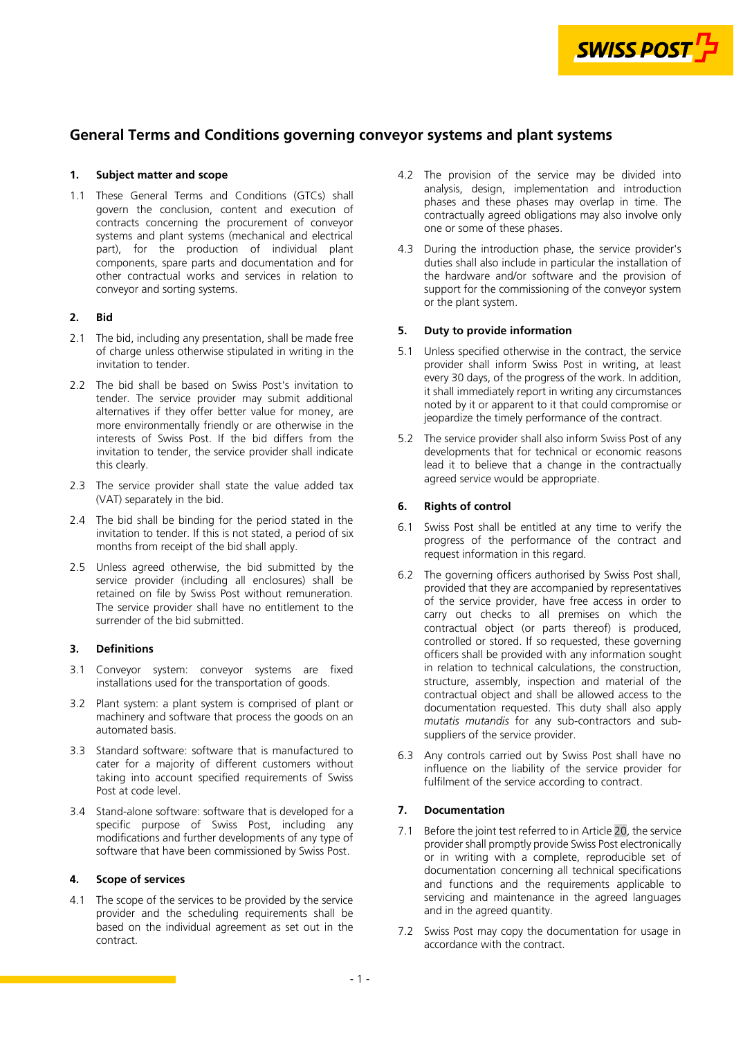# General Terms and Conditions governing conveyor systems and plant systems

## 1. Subject matter and scope

1.1 These General Terms and Conditions (GTCs) shall govern the conclusion, content and execution of contracts concerning the procurement of conveyor systems and plant systems (mechanical and electrical part), for the production of individual plant components, spare parts and documentation and for other contractual works and services in relation to conveyor and sorting systems.

## 2. Bid

2.1 The bid, including any presentation, shall be made free of charge unless otherwise stipulated in writing in the invitation to tender.

2.2 The bid shall be based on Swiss Post's invitation to tender. The service provider may submit additional alternatives if they offer better value for money, are more environmentally friendly or are otherwise in the interests of Swiss Post. If the bid differs from the invitation to tender, the service provider shall indicate this clearly.

2.3 The service provider shall state the value added tax (VAT) separately in the bid.

2.4 The bid shall be binding for the period stated in the invitation to tender. If this is not stated, a period of six months from receipt of the bid shall apply.

2.5 Unless agreed otherwise, the bid submitted by the service provider (including all enclosures) shall be retained on file by Swiss Post without remuneration. The service provider shall have no entitlement to the surrender of the bid submitted.

## 3. Definitions

3.1 Conveyor system: conveyor systems are fixed installations used for the transportation of goods.

3.2 Plant system: a plant system is comprised of plant or machinery and software that process the goods on an automated basis.

3.3 Standard software: software that is manufactured to cater for a majority of different customers without taking into account specified requirements of Swiss Post at code level.

3.4 Stand-alone software: software that is developed for a specific purpose of Swiss Post, including any modifications and further developments of any type of software that have been commissioned by Swiss Post.

## 4. Scope of services

4.1 The scope of the services to be provided by the service provider and the scheduling requirements shall be based on the individual agreement as set out in the contract.

4.2 The provision of the service may be divided into analysis, design, implementation and introduction phases and these phases may overlap in time. The contractually agreed obligations may also involve only one or some of these phases.

4.3 During the introduction phase, the service provider's duties shall also include in particular the installation of the hardware and/or software and the provision of support for the commissioning of the conveyor system or the plant system.

## 5. Duty to provide information

5.1 Unless specified otherwise in the contract, the service provider shall inform Swiss Post in writing, at least every 30 days, of the progress of the work. In addition, it shall immediately report in writing any circumstances noted by it or apparent to it that could compromise or jeopardize the timely performance of the contract.

5.2 The service provider shall also inform Swiss Post of any developments that for technical or economic reasons lead it to believe that a change in the contractually agreed service would be appropriate.

## 6. Rights of control

6.1 Swiss Post shall be entitled at any time to verify the progress of the performance of the contract and request information in this regard.

6.2 The governing officers authorised by Swiss Post shall, provided that they are accompanied by representatives of the service provider, have free access in order to carry out checks to all premises on which the contractual object (or parts thereof) is produced, controlled or stored. If so requested, these governing officers shall be provided with any information sought in relation to technical calculations, the construction, structure, assembly, inspection and material of the contractual object and shall be allowed access to the documentation requested. This duty shall also apply *mutatis mutandis* for any sub-contractors and sub-suppliers of the service provider.

6.3 Any controls carried out by Swiss Post shall have no influence on the liability of the service provider for fulfilment of the service according to contract.

## 7. Documentation

7.1 Before the joint test referred to in Article 20, the service provider shall promptly provide Swiss Post electronically or in writing with a complete, reproducible set of documentation concerning all technical specifications and functions and the requirements applicable to servicing and maintenance in the agreed languages and in the agreed quantity.

7.2 Swiss Post may copy the documentation for usage in accordance with the contract.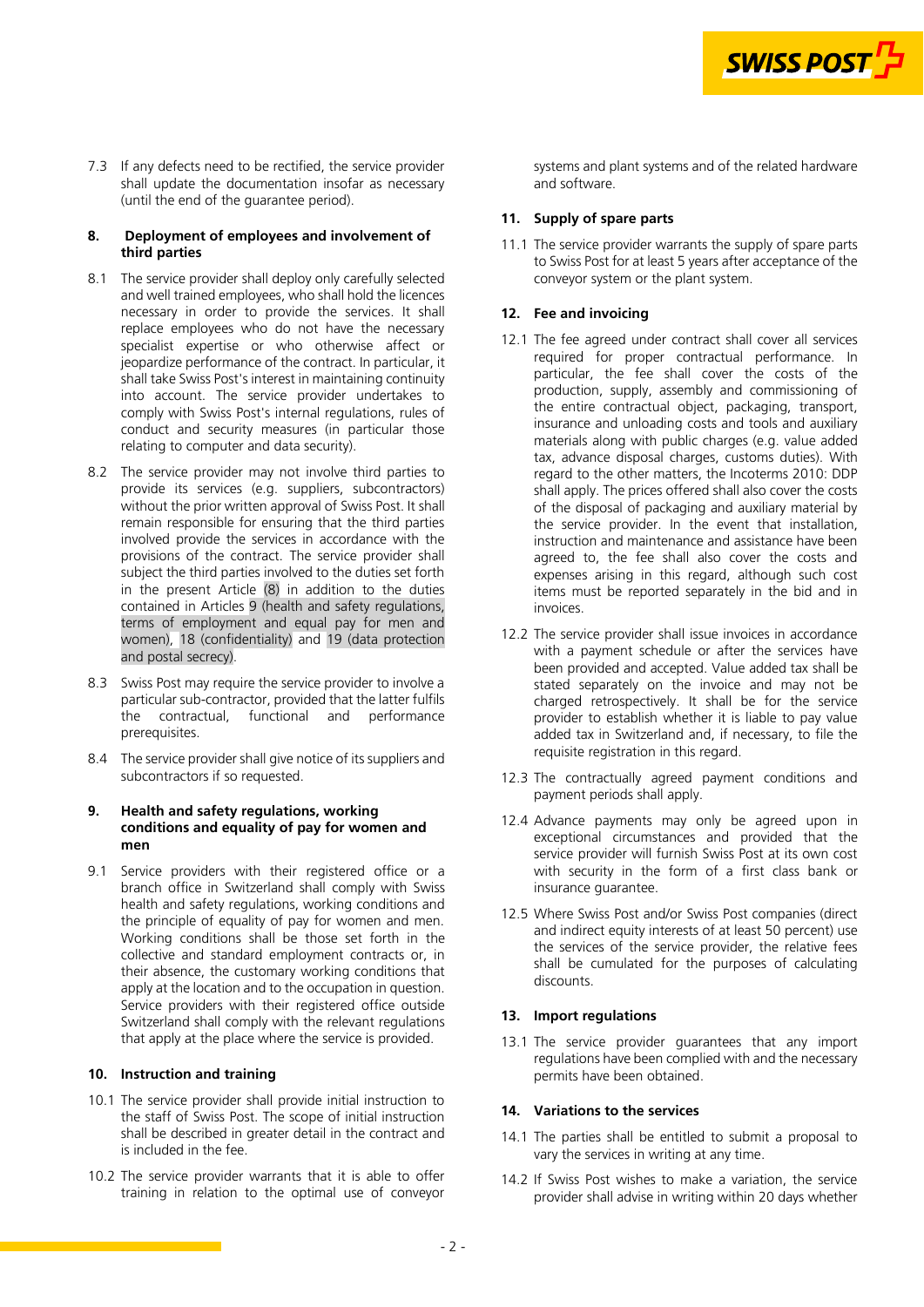7.3 If any defects need to be rectified, the service provider shall update the documentation insofar as necessary (until the end of the guarantee period).

## 8. Deployment of employees and involvement of third parties

8.1 The service provider shall deploy only carefully selected and well trained employees, who shall hold the licences necessary in order to provide the services. It shall replace employees who do not have the necessary specialist expertise or who otherwise affect or jeopardize performance of the contract. In particular, it shall take Swiss Post's interest in maintaining continuity into account. The service provider undertakes to comply with Swiss Post's internal regulations, rules of conduct and security measures (in particular those relating to computer and data security).

8.2 The service provider may not involve third parties to provide its services (e.g. suppliers, subcontractors) without the prior written approval of Swiss Post. It shall remain responsible for ensuring that the third parties involved provide the services in accordance with the provisions of the contract. The service provider shall subject the third parties involved to the duties set forth in the present Article (8) in addition to the duties contained in Articles 9 (health and safety regulations, terms of employment and equal pay for men and women), 18 (confidentiality) and 19 (data protection and postal secrecy).

8.3 Swiss Post may require the service provider to involve a particular sub-contractor, provided that the latter fulfils the contractual, functional and performance prerequisites.

8.4 The service provider shall give notice of its suppliers and subcontractors if so requested.

## 9. Health and safety regulations, working conditions and equality of pay for women and men

9.1 Service providers with their registered office or a branch office in Switzerland shall comply with Swiss health and safety regulations, working conditions and the principle of equality of pay for women and men. Working conditions shall be those set forth in the collective and standard employment contracts or, in their absence, the customary working conditions that apply at the location and to the occupation in question. Service providers with their registered office outside Switzerland shall comply with the relevant regulations that apply at the place where the service is provided.

## 10. Instruction and training

10.1 The service provider shall provide initial instruction to the staff of Swiss Post. The scope of initial instruction shall be described in greater detail in the contract and is included in the fee.

10.2 The service provider warrants that it is able to offer training in relation to the optimal use of conveyor systems and plant systems and of the related hardware and software.

## 11. Supply of spare parts

11.1 The service provider warrants the supply of spare parts to Swiss Post for at least 5 years after acceptance of the conveyor system or the plant system.

## 12. Fee and invoicing

12.1 The fee agreed under contract shall cover all services required for proper contractual performance. In particular, the fee shall cover the costs of the production, supply, assembly and commissioning of the entire contractual object, packaging, transport, insurance and unloading costs and tools and auxiliary materials along with public charges (e.g. value added tax, advance disposal charges, customs duties). With regard to the other matters, the Incoterms 2010: DDP shall apply. The prices offered shall also cover the costs of the disposal of packaging and auxiliary material by the service provider. In the event that installation, instruction and maintenance and assistance have been agreed to, the fee shall also cover the costs and expenses arising in this regard, although such cost items must be reported separately in the bid and in invoices.

12.2 The service provider shall issue invoices in accordance with a payment schedule or after the services have been provided and accepted. Value added tax shall be stated separately on the invoice and may not be charged retrospectively. It shall be for the service provider to establish whether it is liable to pay value added tax in Switzerland and, if necessary, to file the requisite registration in this regard.

12.3 The contractually agreed payment conditions and payment periods shall apply.

12.4 Advance payments may only be agreed upon in exceptional circumstances and provided that the service provider will furnish Swiss Post at its own cost with security in the form of a first class bank or insurance guarantee.

12.5 Where Swiss Post and/or Swiss Post companies (direct and indirect equity interests of at least 50 percent) use the services of the service provider, the relative fees shall be cumulated for the purposes of calculating discounts.

## 13. Import regulations

13.1 The service provider guarantees that any import regulations have been complied with and the necessary permits have been obtained.

## 14. Variations to the services

14.1 The parties shall be entitled to submit a proposal to vary the services in writing at any time.

14.2 If Swiss Post wishes to make a variation, the service provider shall advise in writing within 20 days whether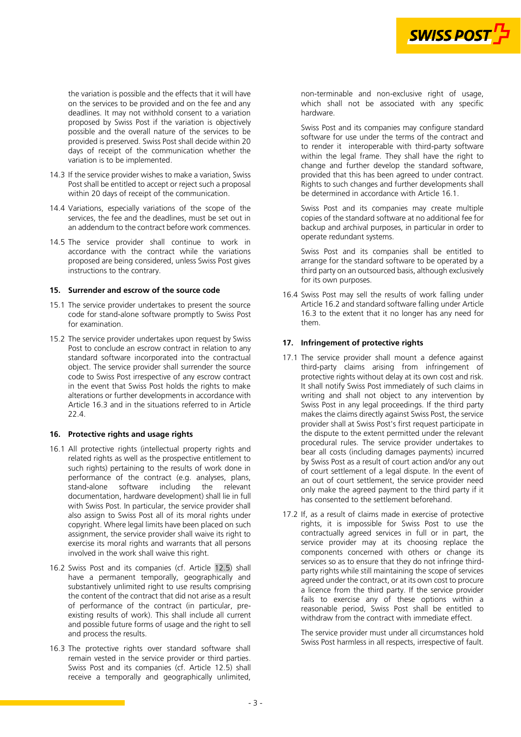the variation is possible and the effects that it will have on the services to be provided and on the fee and any deadlines. It may not withhold consent to a variation proposed by Swiss Post if the variation is objectively possible and the overall nature of the services to be provided is preserved. Swiss Post shall decide within 20 days of receipt of the communication whether the variation is to be implemented.

14.3 If the service provider wishes to make a variation, Swiss Post shall be entitled to accept or reject such a proposal within 20 days of receipt of the communication.

14.4 Variations, especially variations of the scope of the services, the fee and the deadlines, must be set out in an addendum to the contract before work commences.

14.5 The service provider shall continue to work in accordance with the contract while the variations proposed are being considered, unless Swiss Post gives instructions to the contrary.

### 15. Surrender and escrow of the source code

15.1 The service provider undertakes to present the source code for stand-alone software promptly to Swiss Post for examination.

15.2 The service provider undertakes upon request by Swiss Post to conclude an escrow contract in relation to any standard software incorporated into the contractual object. The service provider shall surrender the source code to Swiss Post irrespective of any escrow contract in the event that Swiss Post holds the rights to make alterations or further developments in accordance with Article 16.3 and in the situations referred to in Article 22.4.

### 16. Protective rights and usage rights

16.1 All protective rights (intellectual property rights and related rights as well as the prospective entitlement to such rights) pertaining to the results of work done in performance of the contract (e.g. analyses, plans, stand-alone software including the relevant documentation, hardware development) shall lie in full with Swiss Post. In particular, the service provider shall also assign to Swiss Post all of its moral rights under copyright. Where legal limits have been placed on such assignment, the service provider shall waive its right to exercise its moral rights and warrants that all persons involved in the work shall waive this right.

16.2 Swiss Post and its companies (cf. Article 12.5) shall have a permanent temporally, geographically and substantively unlimited right to use results comprising the content of the contract that did not arise as a result of performance of the contract (in particular, pre-existing results of work). This shall include all current and possible future forms of usage and the right to sell and process the results.

16.3 The protective rights over standard software shall remain vested in the service provider or third parties. Swiss Post and its companies (cf. Article 12.5) shall receive a temporally and geographically unlimited, non-terminable and non-exclusive right of usage, which shall not be associated with any specific hardware.

Swiss Post and its companies may configure standard software for use under the terms of the contract and to render it interoperable with third-party software within the legal frame. They shall have the right to change and further develop the standard software, provided that this has been agreed to under contract. Rights to such changes and further developments shall be determined in accordance with Article 16.1.

Swiss Post and its companies may create multiple copies of the standard software at no additional fee for backup and archival purposes, in particular in order to operate redundant systems.

Swiss Post and its companies shall be entitled to arrange for the standard software to be operated by a third party on an outsourced basis, although exclusively for its own purposes.

16.4 Swiss Post may sell the results of work falling under Article 16.2 and standard software falling under Article 16.3 to the extent that it no longer has any need for them.

### 17. Infringement of protective rights

17.1 The service provider shall mount a defence against third-party claims arising from infringement of protective rights without delay at its own cost and risk. It shall notify Swiss Post immediately of such claims in writing and shall not object to any intervention by Swiss Post in any legal proceedings. If the third party makes the claims directly against Swiss Post, the service provider shall at Swiss Post's first request participate in the dispute to the extent permitted under the relevant procedural rules. The service provider undertakes to bear all costs (including damages payments) incurred by Swiss Post as a result of court action and/or any out of court settlement of a legal dispute. In the event of an out of court settlement, the service provider need only make the agreed payment to the third party if it has consented to the settlement beforehand.

17.2 If, as a result of claims made in exercise of protective rights, it is impossible for Swiss Post to use the contractually agreed services in full or in part, the service provider may at its choosing replace the components concerned with others or change its services so as to ensure that they do not infringe third-party rights while still maintaining the scope of services agreed under the contract, or at its own cost to procure a licence from the third party. If the service provider fails to exercise any of these options within a reasonable period, Swiss Post shall be entitled to withdraw from the contract with immediate effect.

The service provider must under all circumstances hold Swiss Post harmless in all respects, irrespective of fault.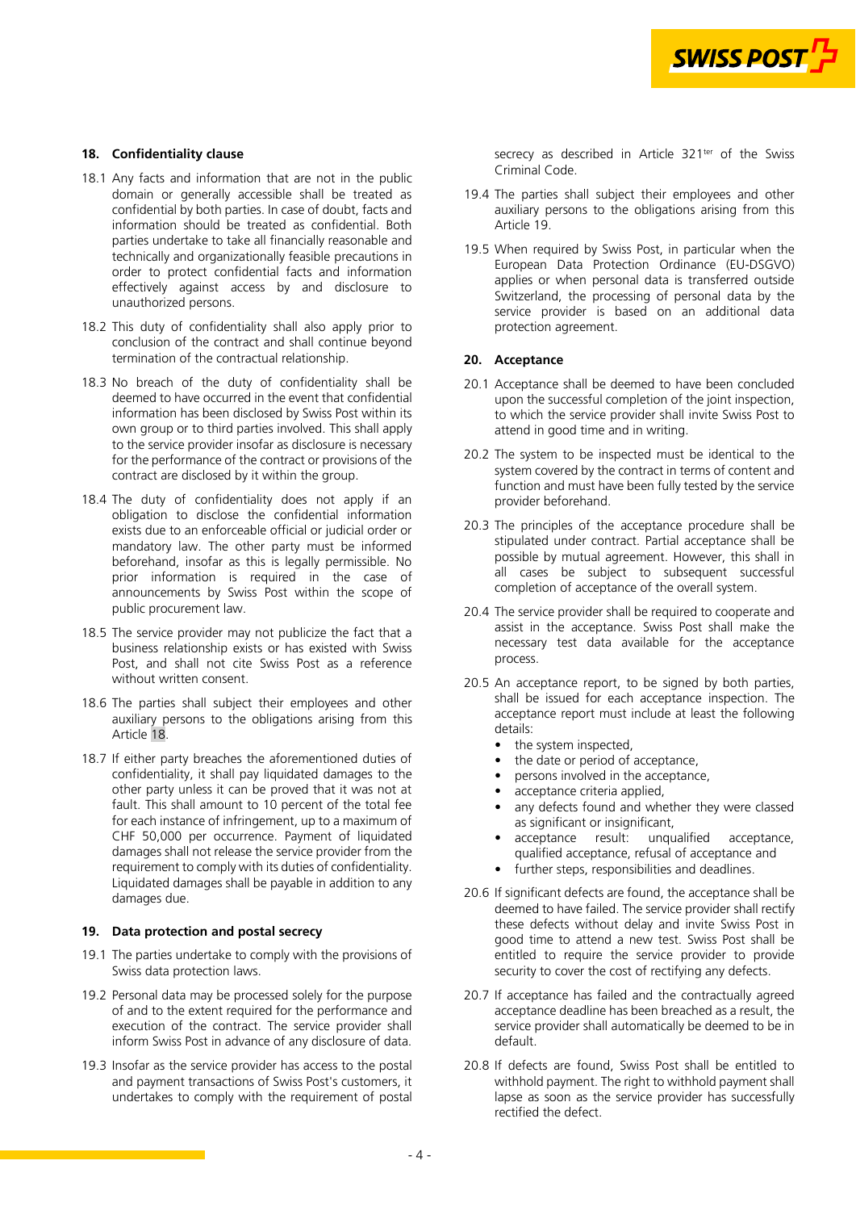## 18. Confidentiality clause

18.1 Any facts and information that are not in the public domain or generally accessible shall be treated as confidential by both parties. In case of doubt, facts and information should be treated as confidential. Both parties undertake to take all financially reasonable and technically and organizationally feasible precautions in order to protect confidential facts and information effectively against access by and disclosure to unauthorized persons.

18.2 This duty of confidentiality shall also apply prior to conclusion of the contract and shall continue beyond termination of the contractual relationship.

18.3 No breach of the duty of confidentiality shall be deemed to have occurred in the event that confidential information has been disclosed by Swiss Post within its own group or to third parties involved. This shall apply to the service provider insofar as disclosure is necessary for the performance of the contract or provisions of the contract are disclosed by it within the group.

18.4 The duty of confidentiality does not apply if an obligation to disclose the confidential information exists due to an enforceable official or judicial order or mandatory law. The other party must be informed beforehand, insofar as this is legally permissible. No prior information is required in the case of announcements by Swiss Post within the scope of public procurement law.

18.5 The service provider may not publicize the fact that a business relationship exists or has existed with Swiss Post, and shall not cite Swiss Post as a reference without written consent.

18.6 The parties shall subject their employees and other auxiliary persons to the obligations arising from this Article 18.

18.7 If either party breaches the aforementioned duties of confidentiality, it shall pay liquidated damages to the other party unless it can be proved that it was not at fault. This shall amount to 10 percent of the total fee for each instance of infringement, up to a maximum of CHF 50,000 per occurrence. Payment of liquidated damages shall not release the service provider from the requirement to comply with its duties of confidentiality. Liquidated damages shall be payable in addition to any damages due.

## 19. Data protection and postal secrecy

19.1 The parties undertake to comply with the provisions of Swiss data protection laws.

19.2 Personal data may be processed solely for the purpose of and to the extent required for the performance and execution of the contract. The service provider shall inform Swiss Post in advance of any disclosure of data.

19.3 Insofar as the service provider has access to the postal and payment transactions of Swiss Post's customers, it undertakes to comply with the requirement of postal secrecy as described in Article 321$^{ter}$ of the Swiss Criminal Code.

19.4 The parties shall subject their employees and other auxiliary persons to the obligations arising from this Article 19.

19.5 When required by Swiss Post, in particular when the European Data Protection Ordinance (EU-DSGVO) applies or when personal data is transferred outside Switzerland, the processing of personal data by the service provider is based on an additional data protection agreement.

## 20. Acceptance

20.1 Acceptance shall be deemed to have been concluded upon the successful completion of the joint inspection, to which the service provider shall invite Swiss Post to attend in good time and in writing.

20.2 The system to be inspected must be identical to the system covered by the contract in terms of content and function and must have been fully tested by the service provider beforehand.

20.3 The principles of the acceptance procedure shall be stipulated under contract. Partial acceptance shall be possible by mutual agreement. However, this shall in all cases be subject to subsequent successful completion of acceptance of the overall system.

20.4 The service provider shall be required to cooperate and assist in the acceptance. Swiss Post shall make the necessary test data available for the acceptance process.

20.5 An acceptance report, to be signed by both parties, shall be issued for each acceptance inspection. The acceptance report must include at least the following details:

- the system inspected,
- the date or period of acceptance,
- persons involved in the acceptance,
- acceptance criteria applied,
- any defects found and whether they were classed as significant or insignificant,
- acceptance result: unqualified acceptance, qualified acceptance, refusal of acceptance and
- further steps, responsibilities and deadlines.

20.6 If significant defects are found, the acceptance shall be deemed to have failed. The service provider shall rectify these defects without delay and invite Swiss Post in good time to attend a new test. Swiss Post shall be entitled to require the service provider to provide security to cover the cost of rectifying any defects.

20.7 If acceptance has failed and the contractually agreed acceptance deadline has been breached as a result, the service provider shall automatically be deemed to be in default.

20.8 If defects are found, Swiss Post shall be entitled to withhold payment. The right to withhold payment shall lapse as soon as the service provider has successfully rectified the defect.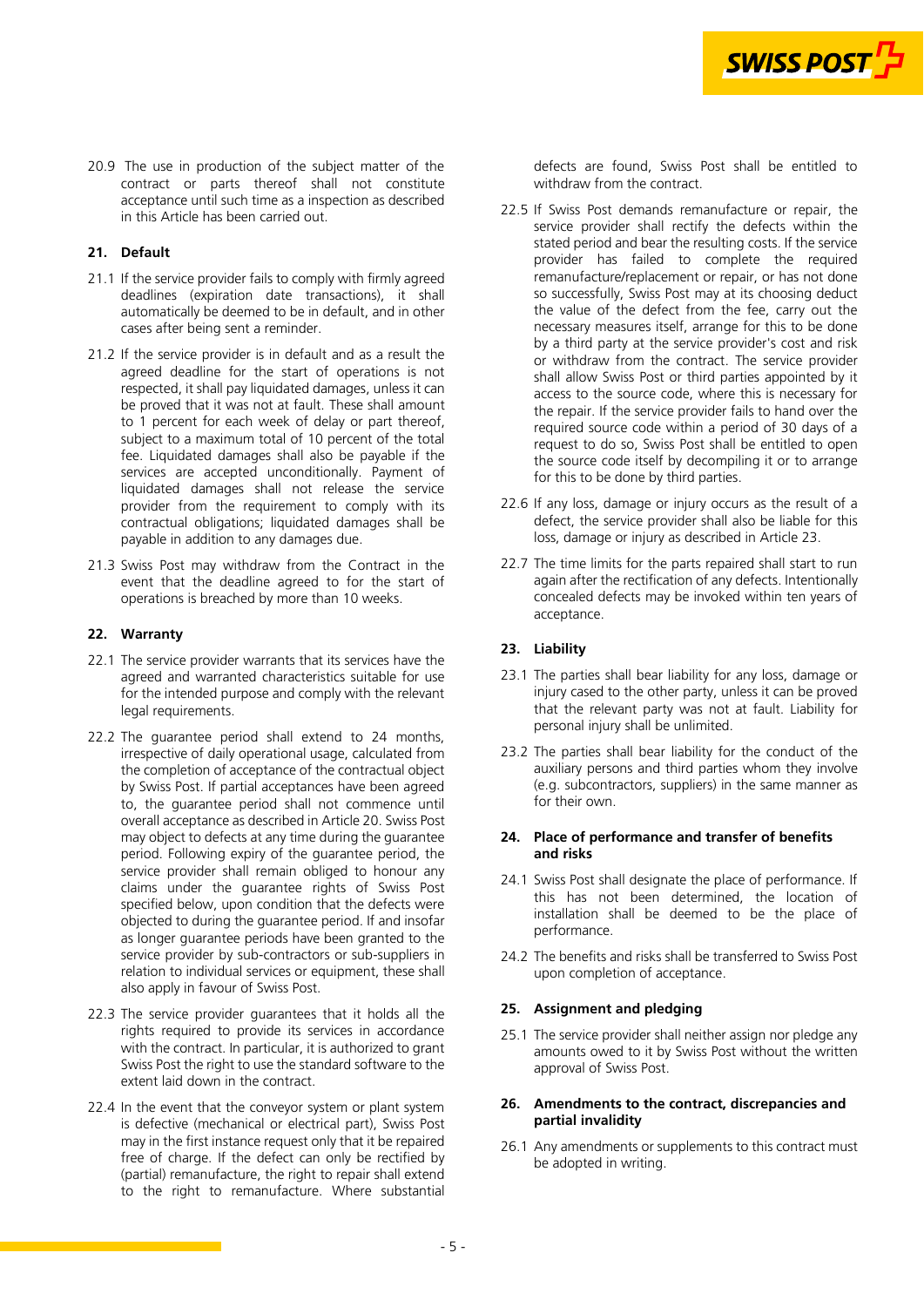20.9 The use in production of the subject matter of the contract or parts thereof shall not constitute acceptance until such time as a inspection as described in this Article has been carried out.

## 21. Default

21.1 If the service provider fails to comply with firmly agreed deadlines (expiration date transactions), it shall automatically be deemed to be in default, and in other cases after being sent a reminder.

21.2 If the service provider is in default and as a result the agreed deadline for the start of operations is not respected, it shall pay liquidated damages, unless it can be proved that it was not at fault. These shall amount to 1 percent for each week of delay or part thereof, subject to a maximum total of 10 percent of the total fee. Liquidated damages shall also be payable if the services are accepted unconditionally. Payment of liquidated damages shall not release the service provider from the requirement to comply with its contractual obligations; liquidated damages shall be payable in addition to any damages due.

21.3 Swiss Post may withdraw from the Contract in the event that the deadline agreed to for the start of operations is breached by more than 10 weeks.

## 22. Warranty

22.1 The service provider warrants that its services have the agreed and warranted characteristics suitable for use for the intended purpose and comply with the relevant legal requirements.

22.2 The guarantee period shall extend to 24 months, irrespective of daily operational usage, calculated from the completion of acceptance of the contractual object by Swiss Post. If partial acceptances have been agreed to, the guarantee period shall not commence until overall acceptance as described in Article 20. Swiss Post may object to defects at any time during the guarantee period. Following expiry of the guarantee period, the service provider shall remain obliged to honour any claims under the guarantee rights of Swiss Post specified below, upon condition that the defects were objected to during the guarantee period. If and insofar as longer guarantee periods have been granted to the service provider by sub-contractors or sub-suppliers in relation to individual services or equipment, these shall also apply in favour of Swiss Post.

22.3 The service provider guarantees that it holds all the rights required to provide its services in accordance with the contract. In particular, it is authorized to grant Swiss Post the right to use the standard software to the extent laid down in the contract.

22.4 In the event that the conveyor system or plant system is defective (mechanical or electrical part), Swiss Post may in the first instance request only that it be repaired free of charge. If the defect can only be rectified by (partial) remanufacture, the right to repair shall extend to the right to remanufacture. Where substantial defects are found, Swiss Post shall be entitled to withdraw from the contract.

22.5 If Swiss Post demands remanufacture or repair, the service provider shall rectify the defects within the stated period and bear the resulting costs. If the service provider has failed to complete the required remanufacture/replacement or repair, or has not done so successfully, Swiss Post may at its choosing deduct the value of the defect from the fee, carry out the necessary measures itself, arrange for this to be done by a third party at the service provider's cost and risk or withdraw from the contract. The service provider shall allow Swiss Post or third parties appointed by it access to the source code, where this is necessary for the repair. If the service provider fails to hand over the required source code within a period of 30 days of a request to do so, Swiss Post shall be entitled to open the source code itself by decompiling it or to arrange for this to be done by third parties.

22.6 If any loss, damage or injury occurs as the result of a defect, the service provider shall also be liable for this loss, damage or injury as described in Article 23.

22.7 The time limits for the parts repaired shall start to run again after the rectification of any defects. Intentionally concealed defects may be invoked within ten years of acceptance.

## 23. Liability

23.1 The parties shall bear liability for any loss, damage or injury cased to the other party, unless it can be proved that the relevant party was not at fault. Liability for personal injury shall be unlimited.

23.2 The parties shall bear liability for the conduct of the auxiliary persons and third parties whom they involve (e.g. subcontractors, suppliers) in the same manner as for their own.

## 24. Place of performance and transfer of benefits and risks

24.1 Swiss Post shall designate the place of performance. If this has not been determined, the location of installation shall be deemed to be the place of performance.

24.2 The benefits and risks shall be transferred to Swiss Post upon completion of acceptance.

## 25. Assignment and pledging

25.1 The service provider shall neither assign nor pledge any amounts owed to it by Swiss Post without the written approval of Swiss Post.

## 26. Amendments to the contract, discrepancies and partial invalidity

26.1 Any amendments or supplements to this contract must be adopted in writing.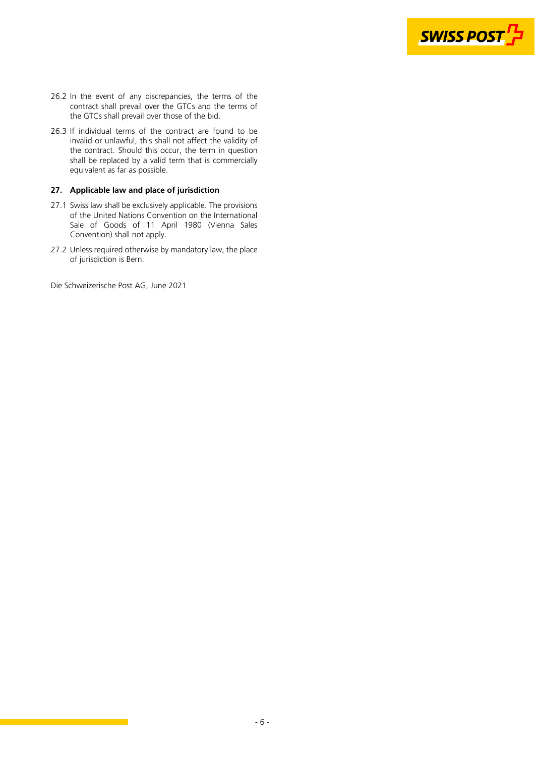26.2 In the event of any discrepancies, the terms of the contract shall prevail over the GTCs and the terms of the GTCs shall prevail over those of the bid.

26.3 If individual terms of the contract are found to be invalid or unlawful, this shall not affect the validity of the contract. Should this occur, the term in question shall be replaced by a valid term that is commercially equivalent as far as possible.

## 27. Applicable law and place of jurisdiction

27.1 Swiss law shall be exclusively applicable. The provisions of the United Nations Convention on the International Sale of Goods of 11 April 1980 (Vienna Sales Convention) shall not apply.

27.2 Unless required otherwise by mandatory law, the place of jurisdiction is Bern.

Die Schweizerische Post AG, June 2021